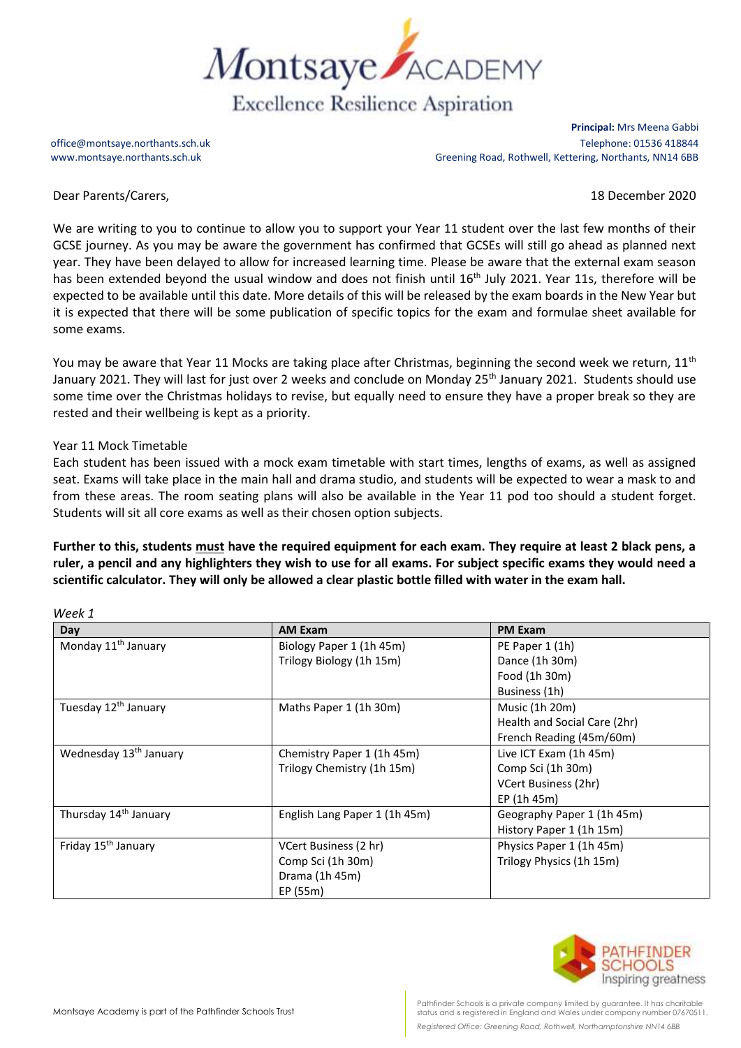# Montsaye ACADEMY

Excellence Resilience Aspiration

office@montsaye.northants.sch.uk
www.montsaye.northants.sch.uk

**Principal:** Mrs Meena Gabbi
Telephone: 01536 418844
Greening Road, Rothwell, Kettering, Northants, NN14 6BB

Dear Parents/Carers,

18 December 2020

We are writing to you to continue to allow you to support your Year 11 student over the last few months of their GCSE journey. As you may be aware the government has confirmed that GCSEs will still go ahead as planned next year. They have been delayed to allow for increased learning time. Please be aware that the external exam season has been extended beyond the usual window and does not finish until 16th July 2021. Year 11s, therefore will be expected to be available until this date. More details of this will be released by the exam boards in the New Year but it is expected that there will be some publication of specific topics for the exam and formulae sheet available for some exams.

You may be aware that Year 11 Mocks are taking place after Christmas, beginning the second week we return, 11th January 2021. They will last for just over 2 weeks and conclude on Monday 25th January 2021. Students should use some time over the Christmas holidays to revise, but equally need to ensure they have a proper break so they are rested and their wellbeing is kept as a priority.

Year 11 Mock Timetable

Each student has been issued with a mock exam timetable with start times, lengths of exams, as well as assigned seat. Exams will take place in the main hall and drama studio, and students will be expected to wear a mask to and from these areas. The room seating plans will also be available in the Year 11 pod too should a student forget. Students will sit all core exams as well as their chosen option subjects.

**Further to this, students <u>must</u> have the required equipment for each exam. They require at least 2 black pens, a ruler, a pencil and any highlighters they wish to use for all exams. For subject specific exams they would need a scientific calculator. They will only be allowed a clear plastic bottle filled with water in the exam hall.**

*Week 1*

| Day | AM Exam | PM Exam |
|---|---|---|
| Monday 11th January | Biology Paper 1 (1h 45m)<br>Trilogy Biology (1h 15m) | PE Paper 1 (1h)<br>Dance (1h 30m)<br>Food (1h 30m)<br>Business (1h) |
| Tuesday 12th January | Maths Paper 1 (1h 30m) | Music (1h 20m)<br>Health and Social Care (2hr)<br>French Reading (45m/60m) |
| Wednesday 13th January | Chemistry Paper 1 (1h 45m)<br>Trilogy Chemistry (1h 15m) | Live ICT Exam (1h 45m)<br>Comp Sci (1h 30m)<br>VCert Business (2hr)<br>EP (1h 45m) |
| Thursday 14th January | English Lang Paper 1 (1h 45m) | Geography Paper 1 (1h 45m)<br>History Paper 1 (1h 15m) |
| Friday 15th January | VCert Business (2 hr)<br>Comp Sci (1h 30m)<br>Drama (1h 45m)<br>EP (55m) | Physics Paper 1 (1h 45m)<br>Trilogy Physics (1h 15m) |

Montsaye Academy is part of the Pathfinder Schools Trust

PATHFINDER SCHOOLS Inspiring greatness

Pathfinder Schools is a private company limited by guarantee. It has charitable status and is registered in England and Wales under company number 07670511.
*Registered Office: Greening Road, Rothwell, Northamptonshire NN14 6BB*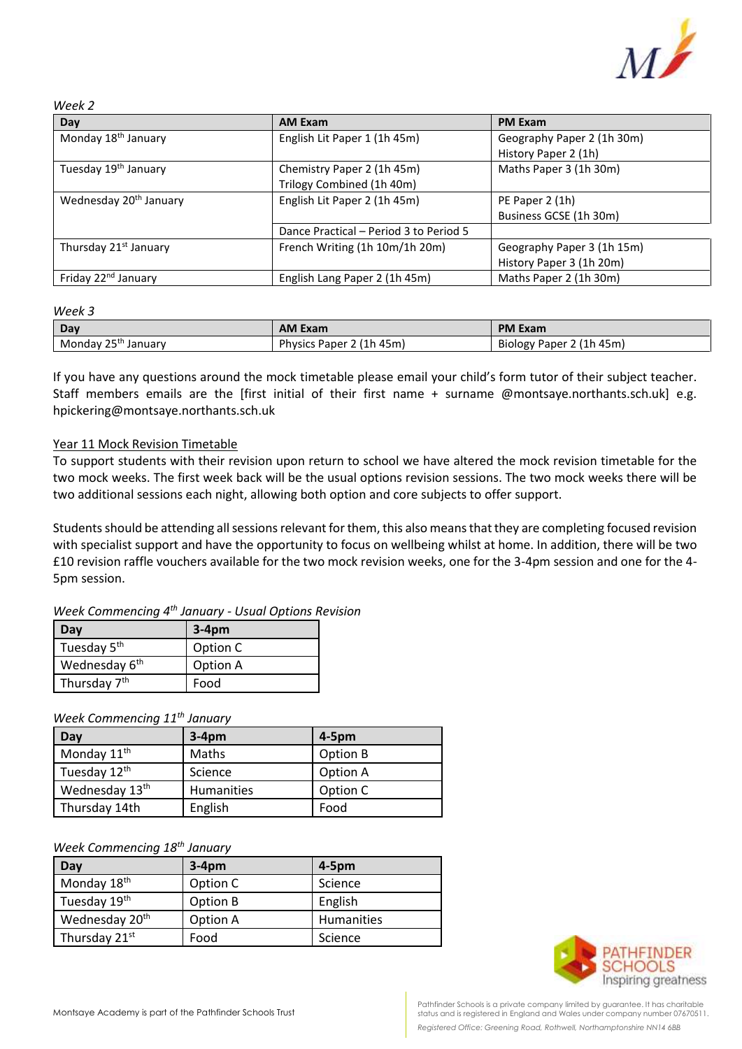*Week 2*

| Day | AM Exam | PM Exam |
|---|---|---|
| Monday 18th January | English Lit Paper 1 (1h 45m) | Geography Paper 2 (1h 30m)<br>History Paper 2 (1h) |
| Tuesday 19th January | Chemistry Paper 2 (1h 45m)<br>Trilogy Combined (1h 40m) | Maths Paper 3 (1h 30m) |
| Wednesday 20th January | English Lit Paper 2 (1h 45m) | PE Paper 2 (1h)<br>Business GCSE (1h 30m) |
| | Dance Practical – Period 3 to Period 5 | |
| Thursday 21st January | French Writing (1h 10m/1h 20m) | Geography Paper 3 (1h 15m)<br>History Paper 3 (1h 20m) |
| Friday 22nd January | English Lang Paper 2 (1h 45m) | Maths Paper 2 (1h 30m) |

*Week 3*

| Day | AM Exam | PM Exam |
|---|---|---|
| Monday 25th January | Physics Paper 2 (1h 45m) | Biology Paper 2 (1h 45m) |

If you have any questions around the mock timetable please email your child's form tutor of their subject teacher. Staff members emails are the [first initial of their first name + surname @montsaye.northants.sch.uk] e.g. hpickering@montsaye.northants.sch.uk

Year 11 Mock Revision Timetable

To support students with their revision upon return to school we have altered the mock revision timetable for the two mock weeks. The first week back will be the usual options revision sessions. The two mock weeks there will be two additional sessions each night, allowing both option and core subjects to offer support.

Students should be attending all sessions relevant for them, this also means that they are completing focused revision with specialist support and have the opportunity to focus on wellbeing whilst at home. In addition, there will be two £10 revision raffle vouchers available for the two mock revision weeks, one for the 3-4pm session and one for the 4-5pm session.

*Week Commencing 4th January - Usual Options Revision*

| Day | 3-4pm |
|---|---|
| Tuesday 5th | Option C |
| Wednesday 6th | Option A |
| Thursday 7th | Food |

*Week Commencing 11th January*

| Day | 3-4pm | 4-5pm |
|---|---|---|
| Monday 11th | Maths | Option B |
| Tuesday 12th | Science | Option A |
| Wednesday 13th | Humanities | Option C |
| Thursday 14th | English | Food |

*Week Commencing 18th January*

| Day | 3-4pm | 4-5pm |
|---|---|---|
| Monday 18th | Option C | Science |
| Tuesday 19th | Option B | English |
| Wednesday 20th | Option A | Humanities |
| Thursday 21st | Food | Science |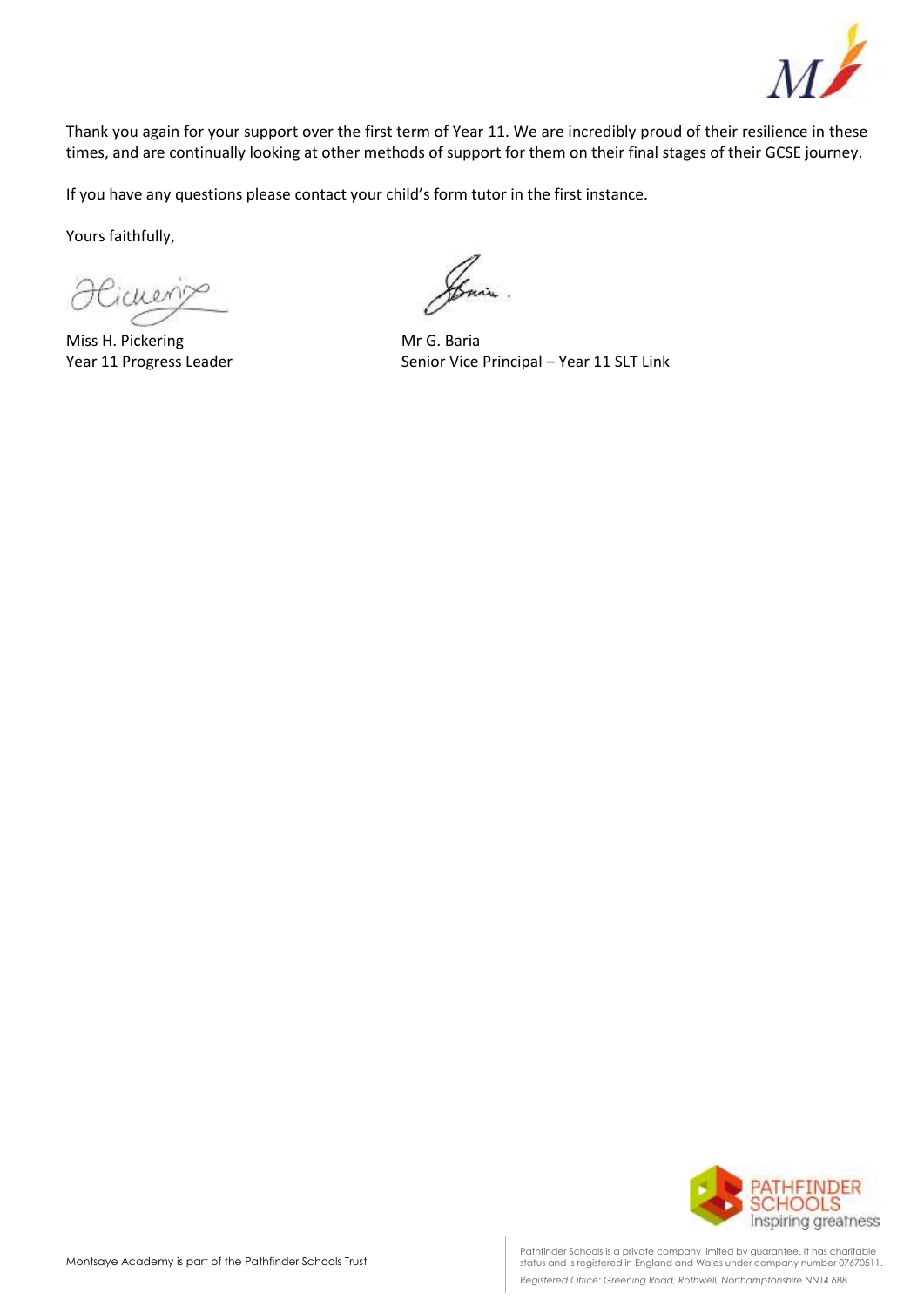Thank you again for your support over the first term of Year 11. We are incredibly proud of their resilience in these times, and are continually looking at other methods of support for them on their final stages of their GCSE journey.

If you have any questions please contact your child's form tutor in the first instance.

Yours faithfully,

Miss H. Pickering
Year 11 Progress Leader

Mr G. Baria
Senior Vice Principal – Year 11 SLT Link

Montsaye Academy is part of the Pathfinder Schools Trust

Pathfinder Schools is a private company limited by guarantee. It has charitable status and is registered in England and Wales under company number 07670511.

*Registered Office: Greening Road, Rothwell, Northamptonshire NN14 6BB*